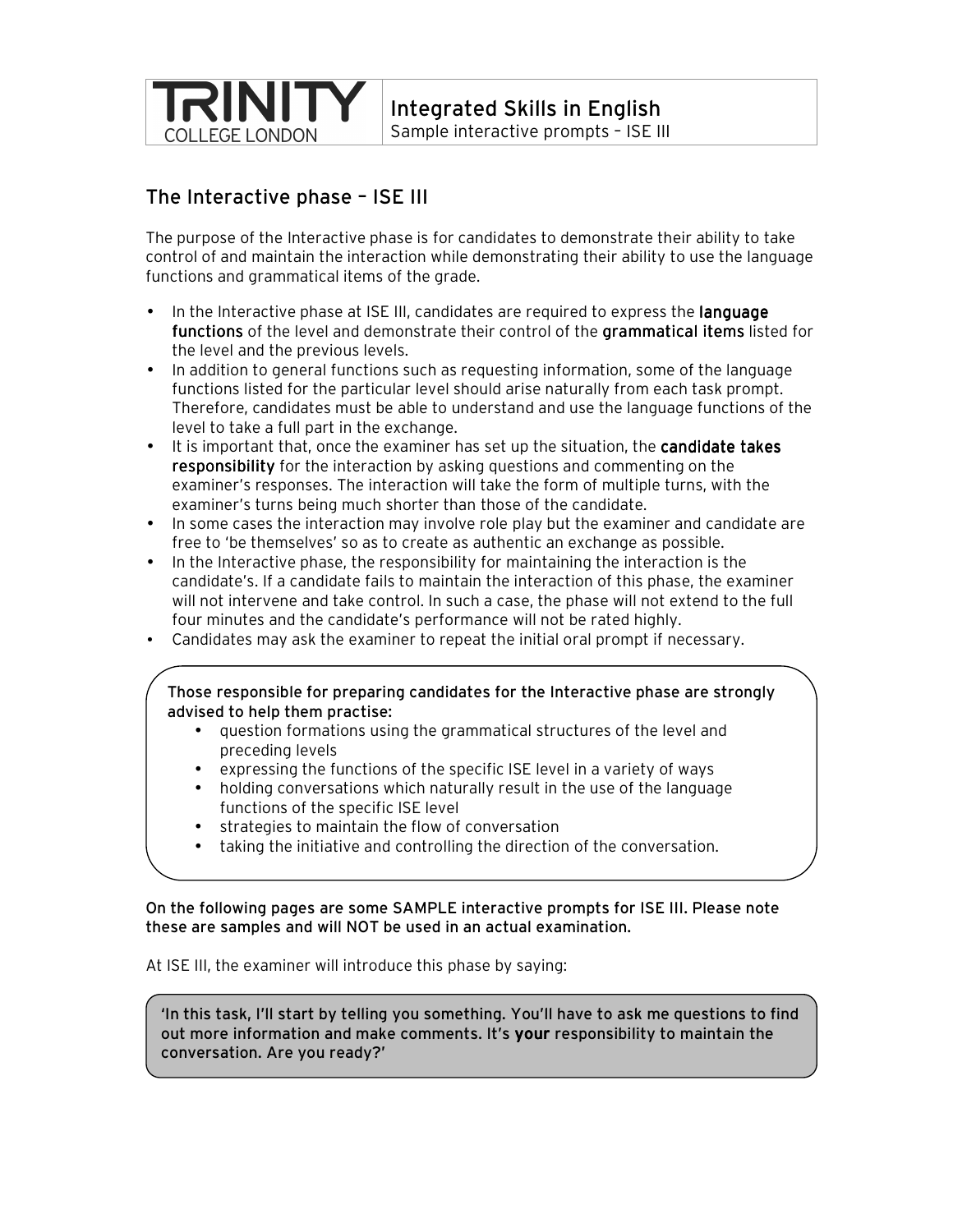TRINITY COLLEGE LONDON

**Integrated Skills in English**
Sample interactive prompts – ISE III

## The Interactive phase – ISE III

The purpose of the Interactive phase is for candidates to demonstrate their ability to take control of and maintain the interaction while demonstrating their ability to use the language functions and grammatical items of the grade.

- In the Interactive phase at ISE III, candidates are required to express the **language functions** of the level and demonstrate their control of the **grammatical items** listed for the level and the previous levels.
- In addition to general functions such as requesting information, some of the language functions listed for the particular level should arise naturally from each task prompt. Therefore, candidates must be able to understand and use the language functions of the level to take a full part in the exchange.
- It is important that, once the examiner has set up the situation, the **candidate takes responsibility** for the interaction by asking questions and commenting on the examiner's responses. The interaction will take the form of multiple turns, with the examiner's turns being much shorter than those of the candidate.
- In some cases the interaction may involve role play but the examiner and candidate are free to 'be themselves' so as to create as authentic an exchange as possible.
- In the Interactive phase, the responsibility for maintaining the interaction is the candidate's. If a candidate fails to maintain the interaction of this phase, the examiner will not intervene and take control. In such a case, the phase will not extend to the full four minutes and the candidate's performance will not be rated highly.
- Candidates may ask the examiner to repeat the initial oral prompt if necessary.

Those responsible for preparing candidates for the Interactive phase are strongly advised to help them practise:

- question formations using the grammatical structures of the level and preceding levels
- expressing the functions of the specific ISE level in a variety of ways
- holding conversations which naturally result in the use of the language functions of the specific ISE level
- strategies to maintain the flow of conversation
- taking the initiative and controlling the direction of the conversation.

**On the following pages are some SAMPLE interactive prompts for ISE III. Please note these are samples and will NOT be used in an actual examination.**

At ISE III, the examiner will introduce this phase by saying:

'In this task, I'll start by telling you something. You'll have to ask me questions to find out more information and make comments. It's **your** responsibility to maintain the conversation. Are you ready?'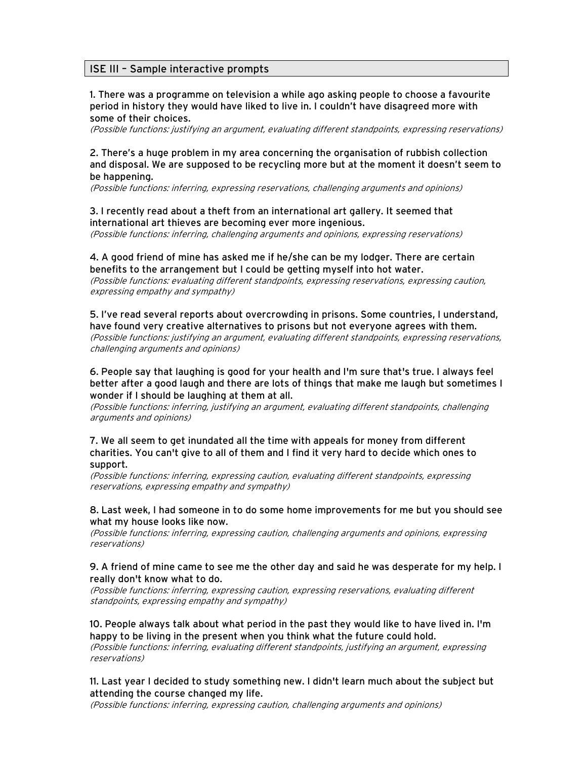## ISE III – Sample interactive prompts

1. There was a programme on television a while ago asking people to choose a favourite period in history they would have liked to live in. I couldn't have disagreed more with some of their choices.
*(Possible functions: justifying an argument, evaluating different standpoints, expressing reservations)*

2. There's a huge problem in my area concerning the organisation of rubbish collection and disposal. We are supposed to be recycling more but at the moment it doesn't seem to be happening.
*(Possible functions: inferring, expressing reservations, challenging arguments and opinions)*

3. I recently read about a theft from an international art gallery. It seemed that international art thieves are becoming ever more ingenious.
*(Possible functions: inferring, challenging arguments and opinions, expressing reservations)*

4. A good friend of mine has asked me if he/she can be my lodger. There are certain benefits to the arrangement but I could be getting myself into hot water.
*(Possible functions: evaluating different standpoints, expressing reservations, expressing caution, expressing empathy and sympathy)*

5. I've read several reports about overcrowding in prisons. Some countries, I understand, have found very creative alternatives to prisons but not everyone agrees with them.
*(Possible functions: justifying an argument, evaluating different standpoints, expressing reservations, challenging arguments and opinions)*

6. People say that laughing is good for your health and I'm sure that's true. I always feel better after a good laugh and there are lots of things that make me laugh but sometimes I wonder if I should be laughing at them at all.
*(Possible functions: inferring, justifying an argument, evaluating different standpoints, challenging arguments and opinions)*

7. We all seem to get inundated all the time with appeals for money from different charities. You can't give to all of them and I find it very hard to decide which ones to support.
*(Possible functions: inferring, expressing caution, evaluating different standpoints, expressing reservations, expressing empathy and sympathy)*

8. Last week, I had someone in to do some home improvements for me but you should see what my house looks like now.
*(Possible functions: inferring, expressing caution, challenging arguments and opinions, expressing reservations)*

9. A friend of mine came to see me the other day and said he was desperate for my help. I really don't know what to do.
*(Possible functions: inferring, expressing caution, expressing reservations, evaluating different standpoints, expressing empathy and sympathy)*

10. People always talk about what period in the past they would like to have lived in. I'm happy to be living in the present when you think what the future could hold.
*(Possible functions: inferring, evaluating different standpoints, justifying an argument, expressing reservations)*

11. Last year I decided to study something new. I didn't learn much about the subject but attending the course changed my life.
*(Possible functions: inferring, expressing caution, challenging arguments and opinions)*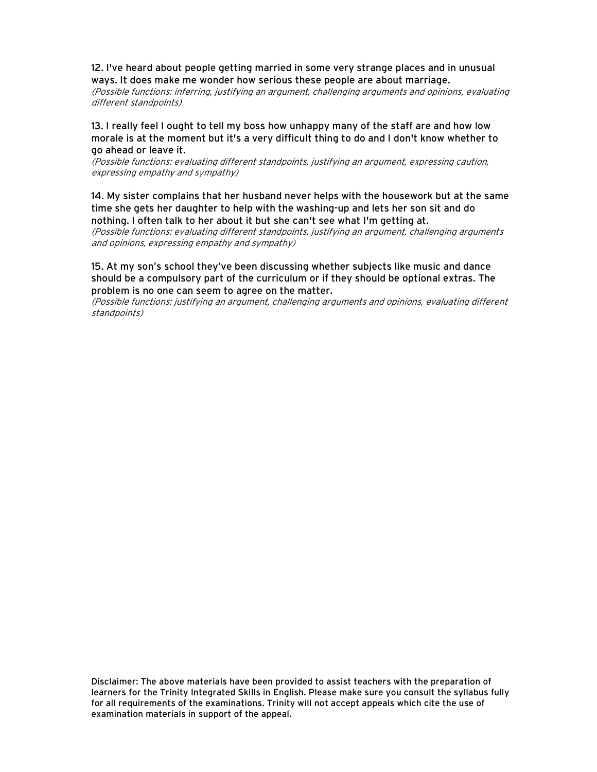12. I've heard about people getting married in some very strange places and in unusual ways. It does make me wonder how serious these people are about marriage.
*(Possible functions: inferring, justifying an argument, challenging arguments and opinions, evaluating different standpoints)*

13. I really feel I ought to tell my boss how unhappy many of the staff are and how low morale is at the moment but it's a very difficult thing to do and I don't know whether to go ahead or leave it.
*(Possible functions: evaluating different standpoints, justifying an argument, expressing caution, expressing empathy and sympathy)*

14. My sister complains that her husband never helps with the housework but at the same time she gets her daughter to help with the washing-up and lets her son sit and do nothing. I often talk to her about it but she can't see what I'm getting at.
*(Possible functions: evaluating different standpoints, justifying an argument, challenging arguments and opinions, expressing empathy and sympathy)*

15. At my son's school they've been discussing whether subjects like music and dance should be a compulsory part of the curriculum or if they should be optional extras. The problem is no one can seem to agree on the matter.
*(Possible functions: justifying an argument, challenging arguments and opinions, evaluating different standpoints)*

Disclaimer: The above materials have been provided to assist teachers with the preparation of learners for the Trinity Integrated Skills in English. Please make sure you consult the syllabus fully for all requirements of the examinations. Trinity will not accept appeals which cite the use of examination materials in support of the appeal.